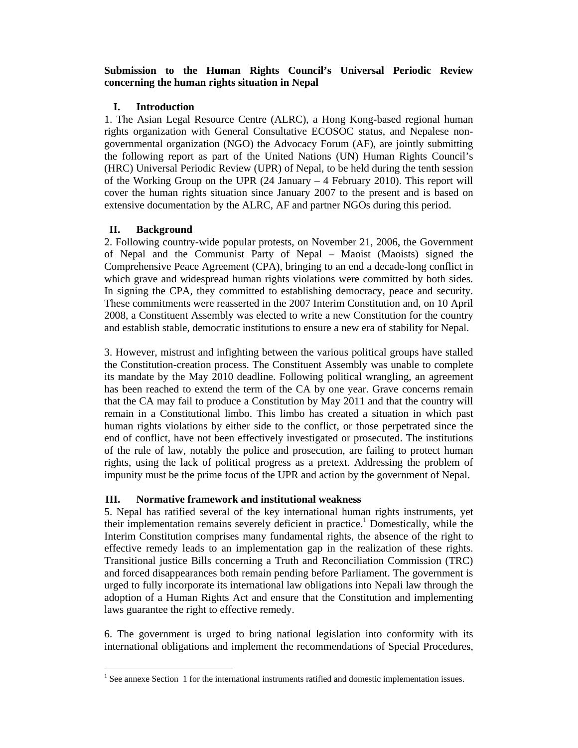**Submission to the Human Rights Council's Universal Periodic Review concerning the human rights situation in Nepal**

## I. Introduction

1. The Asian Legal Resource Centre (ALRC), a Hong Kong-based regional human rights organization with General Consultative ECOSOC status, and Nepalese non-governmental organization (NGO) the Advocacy Forum (AF), are jointly submitting the following report as part of the United Nations (UN) Human Rights Council's (HRC) Universal Periodic Review (UPR) of Nepal, to be held during the tenth session of the Working Group on the UPR (24 January – 4 February 2010). This report will cover the human rights situation since January 2007 to the present and is based on extensive documentation by the ALRC, AF and partner NGOs during this period.

## II. Background

2. Following country-wide popular protests, on November 21, 2006, the Government of Nepal and the Communist Party of Nepal – Maoist (Maoists) signed the Comprehensive Peace Agreement (CPA), bringing to an end a decade-long conflict in which grave and widespread human rights violations were committed by both sides. In signing the CPA, they committed to establishing democracy, peace and security. These commitments were reasserted in the 2007 Interim Constitution and, on 10 April 2008, a Constituent Assembly was elected to write a new Constitution for the country and establish stable, democratic institutions to ensure a new era of stability for Nepal.

3. However, mistrust and infighting between the various political groups have stalled the Constitution-creation process. The Constituent Assembly was unable to complete its mandate by the May 2010 deadline. Following political wrangling, an agreement has been reached to extend the term of the CA by one year. Grave concerns remain that the CA may fail to produce a Constitution by May 2011 and that the country will remain in a Constitutional limbo. This limbo has created a situation in which past human rights violations by either side to the conflict, or those perpetrated since the end of conflict, have not been effectively investigated or prosecuted. The institutions of the rule of law, notably the police and prosecution, are failing to protect human rights, using the lack of political progress as a pretext. Addressing the problem of impunity must be the prime focus of the UPR and action by the government of Nepal.

## III. Normative framework and institutional weakness

5. Nepal has ratified several of the key international human rights instruments, yet their implementation remains severely deficient in practice.[1] Domestically, while the Interim Constitution comprises many fundamental rights, the absence of the right to effective remedy leads to an implementation gap in the realization of these rights. Transitional justice Bills concerning a Truth and Reconciliation Commission (TRC) and forced disappearances both remain pending before Parliament. The government is urged to fully incorporate its international law obligations into Nepali law through the adoption of a Human Rights Act and ensure that the Constitution and implementing laws guarantee the right to effective remedy.

6. The government is urged to bring national legislation into conformity with its international obligations and implement the recommendations of Special Procedures,

[1] See annexe Section 1 for the international instruments ratified and domestic implementation issues.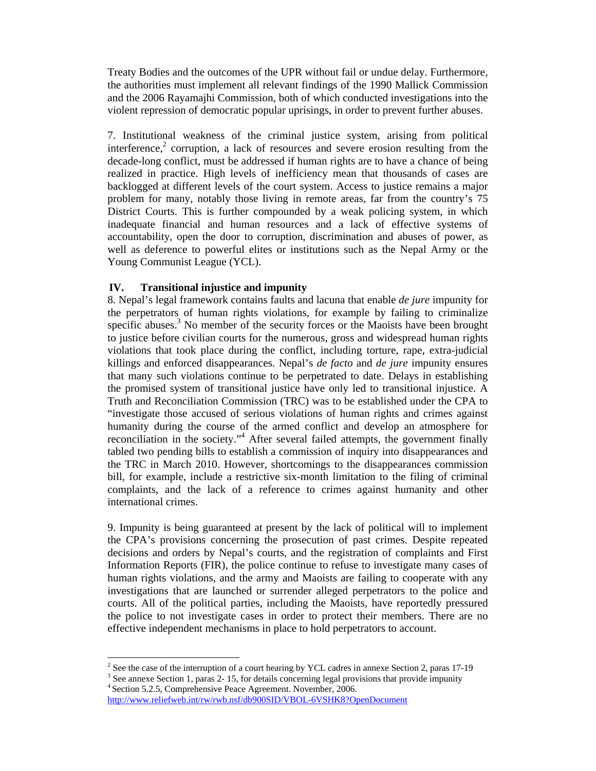Treaty Bodies and the outcomes of the UPR without fail or undue delay. Furthermore, the authorities must implement all relevant findings of the 1990 Mallick Commission and the 2006 Rayamajhi Commission, both of which conducted investigations into the violent repression of democratic popular uprisings, in order to prevent further abuses.

7. Institutional weakness of the criminal justice system, arising from political interference,[2] corruption, a lack of resources and severe erosion resulting from the decade-long conflict, must be addressed if human rights are to have a chance of being realized in practice. High levels of inefficiency mean that thousands of cases are backlogged at different levels of the court system. Access to justice remains a major problem for many, notably those living in remote areas, far from the country's 75 District Courts. This is further compounded by a weak policing system, in which inadequate financial and human resources and a lack of effective systems of accountability, open the door to corruption, discrimination and abuses of power, as well as deference to powerful elites or institutions such as the Nepal Army or the Young Communist League (YCL).

## IV. Transitional injustice and impunity

8. Nepal's legal framework contains faults and lacuna that enable *de jure* impunity for the perpetrators of human rights violations, for example by failing to criminalize specific abuses.[3] No member of the security forces or the Maoists have been brought to justice before civilian courts for the numerous, gross and widespread human rights violations that took place during the conflict, including torture, rape, extra-judicial killings and enforced disappearances. Nepal's *de facto* and *de jure* impunity ensures that many such violations continue to be perpetrated to date. Delays in establishing the promised system of transitional justice have only led to transitional injustice. A Truth and Reconciliation Commission (TRC) was to be established under the CPA to "investigate those accused of serious violations of human rights and crimes against humanity during the course of the armed conflict and develop an atmosphere for reconciliation in the society."[4] After several failed attempts, the government finally tabled two pending bills to establish a commission of inquiry into disappearances and the TRC in March 2010. However, shortcomings to the disappearances commission bill, for example, include a restrictive six-month limitation to the filing of criminal complaints, and the lack of a reference to crimes against humanity and other international crimes.

9. Impunity is being guaranteed at present by the lack of political will to implement the CPA's provisions concerning the prosecution of past crimes. Despite repeated decisions and orders by Nepal's courts, and the registration of complaints and First Information Reports (FIR), the police continue to refuse to investigate many cases of human rights violations, and the army and Maoists are failing to cooperate with any investigations that are launched or surrender alleged perpetrators to the police and courts. All of the political parties, including the Maoists, have reportedly pressured the police to not investigate cases in order to protect their members. There are no effective independent mechanisms in place to hold perpetrators to account.

---

[2] See the case of the interruption of a court hearing by YCL cadres in annexe Section 2, paras 17-19

[3] See annexe Section 1, paras 2- 15, for details concerning legal provisions that provide impunity

[4] Section 5.2.5, Comprehensive Peace Agreement. November, 2006. http://www.reliefweb.int/rw/rwb.nsf/db900SID/VBOL-6VSHK8?OpenDocument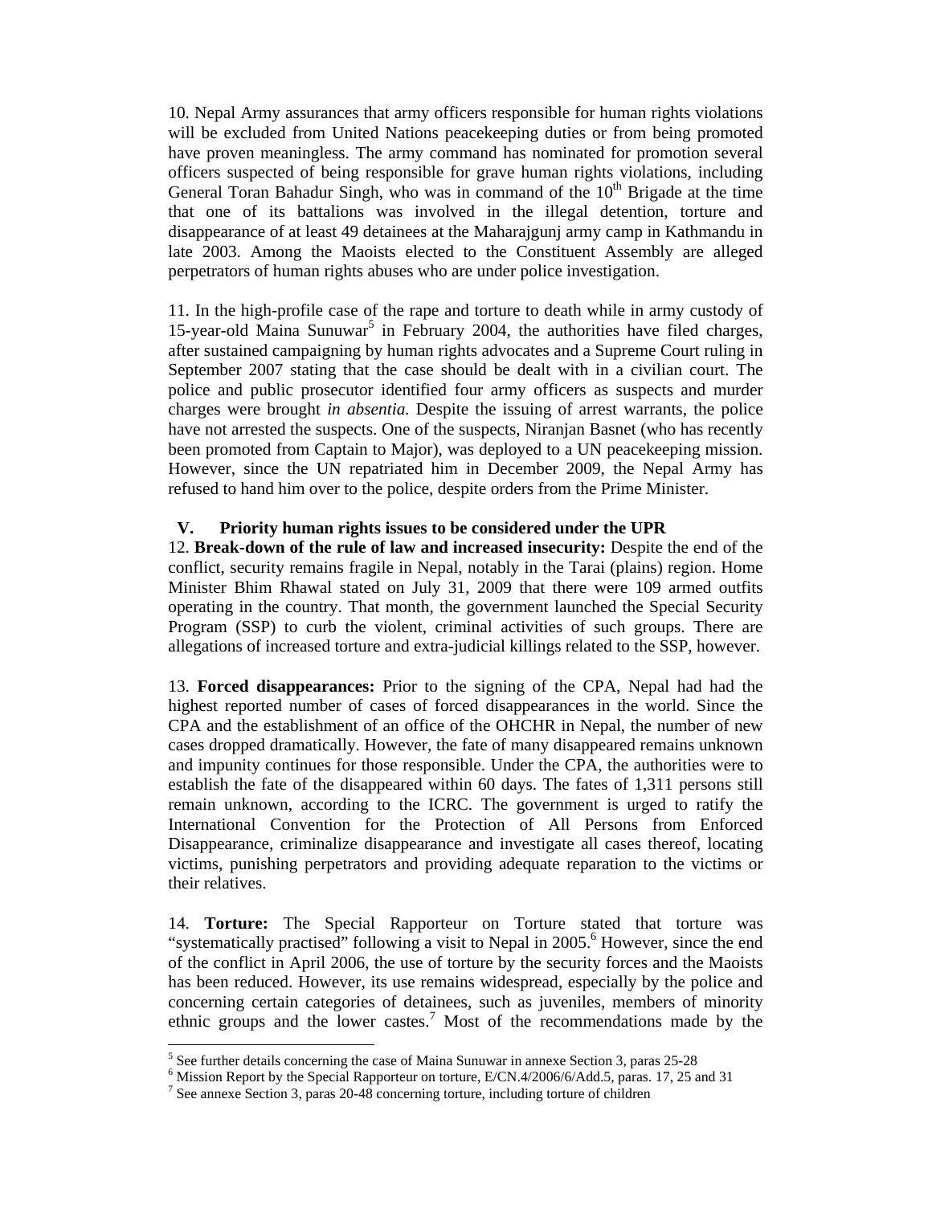10. Nepal Army assurances that army officers responsible for human rights violations will be excluded from United Nations peacekeeping duties or from being promoted have proven meaningless. The army command has nominated for promotion several officers suspected of being responsible for grave human rights violations, including General Toran Bahadur Singh, who was in command of the $10^{th}$ Brigade at the time that one of its battalions was involved in the illegal detention, torture and disappearance of at least 49 detainees at the Maharajgunj army camp in Kathmandu in late 2003. Among the Maoists elected to the Constituent Assembly are alleged perpetrators of human rights abuses who are under police investigation.

11. In the high-profile case of the rape and torture to death while in army custody of 15-year-old Maina Sunuwar[5] in February 2004, the authorities have filed charges, after sustained campaigning by human rights advocates and a Supreme Court ruling in September 2007 stating that the case should be dealt with in a civilian court. The police and public prosecutor identified four army officers as suspects and murder charges were brought *in absentia.* Despite the issuing of arrest warrants, the police have not arrested the suspects. One of the suspects, Niranjan Basnet (who has recently been promoted from Captain to Major), was deployed to a UN peacekeeping mission. However, since the UN repatriated him in December 2009, the Nepal Army has refused to hand him over to the police, despite orders from the Prime Minister.

## V. Priority human rights issues to be considered under the UPR

12. **Break-down of the rule of law and increased insecurity:** Despite the end of the conflict, security remains fragile in Nepal, notably in the Tarai (plains) region. Home Minister Bhim Rhawal stated on July 31, 2009 that there were 109 armed outfits operating in the country. That month, the government launched the Special Security Program (SSP) to curb the violent, criminal activities of such groups. There are allegations of increased torture and extra-judicial killings related to the SSP, however.

13. **Forced disappearances:** Prior to the signing of the CPA, Nepal had had the highest reported number of cases of forced disappearances in the world. Since the CPA and the establishment of an office of the OHCHR in Nepal, the number of new cases dropped dramatically. However, the fate of many disappeared remains unknown and impunity continues for those responsible. Under the CPA, the authorities were to establish the fate of the disappeared within 60 days. The fates of 1,311 persons still remain unknown, according to the ICRC. The government is urged to ratify the International Convention for the Protection of All Persons from Enforced Disappearance, criminalize disappearance and investigate all cases thereof, locating victims, punishing perpetrators and providing adequate reparation to the victims or their relatives.

14. **Torture:** The Special Rapporteur on Torture stated that torture was "systematically practised" following a visit to Nepal in 2005.[6] However, since the end of the conflict in April 2006, the use of torture by the security forces and the Maoists has been reduced. However, its use remains widespread, especially by the police and concerning certain categories of detainees, such as juveniles, members of minority ethnic groups and the lower castes.[7] Most of the recommendations made by the

---

[5] See further details concerning the case of Maina Sunuwar in annexe Section 3, paras 25-28

[6] Mission Report by the Special Rapporteur on torture, E/CN.4/2006/6/Add.5, paras. 17, 25 and 31

[7] See annexe Section 3, paras 20-48 concerning torture, including torture of children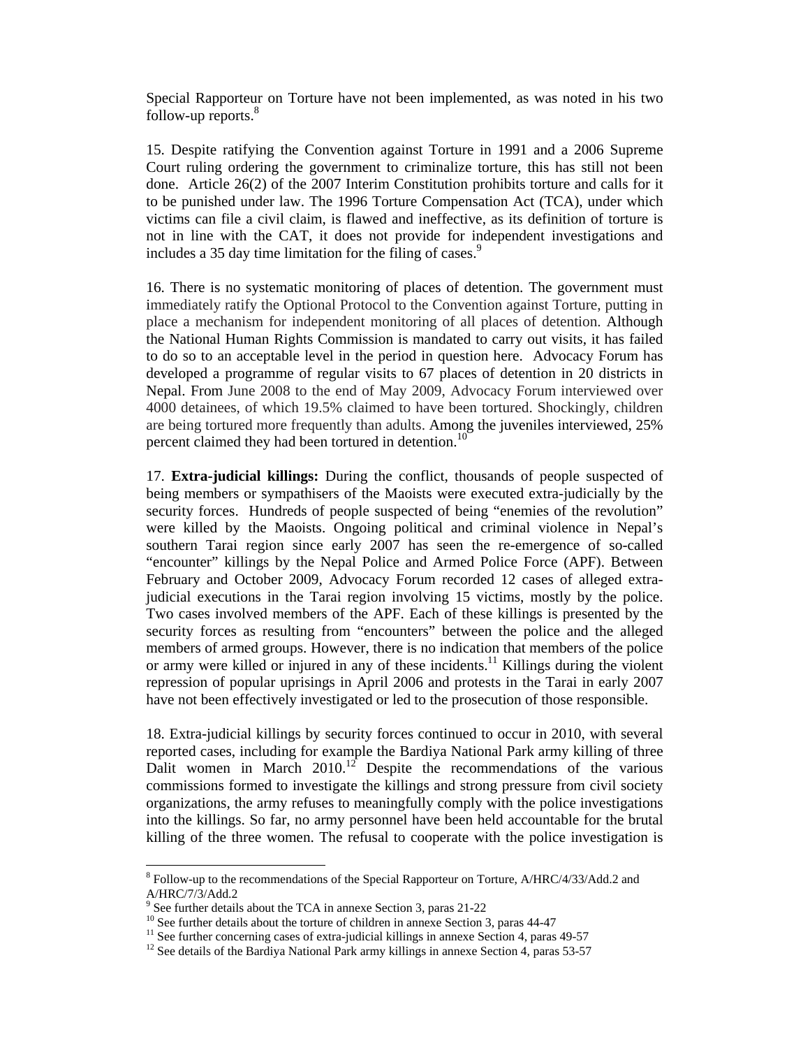Special Rapporteur on Torture have not been implemented, as was noted in his two follow-up reports.[8]

15. Despite ratifying the Convention against Torture in 1991 and a 2006 Supreme Court ruling ordering the government to criminalize torture, this has still not been done. Article 26(2) of the 2007 Interim Constitution prohibits torture and calls for it to be punished under law. The 1996 Torture Compensation Act (TCA), under which victims can file a civil claim, is flawed and ineffective, as its definition of torture is not in line with the CAT, it does not provide for independent investigations and includes a 35 day time limitation for the filing of cases.[9]

16. There is no systematic monitoring of places of detention. The government must immediately ratify the Optional Protocol to the Convention against Torture, putting in place a mechanism for independent monitoring of all places of detention. Although the National Human Rights Commission is mandated to carry out visits, it has failed to do so to an acceptable level in the period in question here. Advocacy Forum has developed a programme of regular visits to 67 places of detention in 20 districts in Nepal. From June 2008 to the end of May 2009, Advocacy Forum interviewed over 4000 detainees, of which 19.5% claimed to have been tortured. Shockingly, children are being tortured more frequently than adults. Among the juveniles interviewed, 25% percent claimed they had been tortured in detention.[10]

17. **Extra-judicial killings:** During the conflict, thousands of people suspected of being members or sympathisers of the Maoists were executed extra-judicially by the security forces. Hundreds of people suspected of being "enemies of the revolution" were killed by the Maoists. Ongoing political and criminal violence in Nepal's southern Tarai region since early 2007 has seen the re-emergence of so-called "encounter" killings by the Nepal Police and Armed Police Force (APF). Between February and October 2009, Advocacy Forum recorded 12 cases of alleged extra-judicial executions in the Tarai region involving 15 victims, mostly by the police. Two cases involved members of the APF. Each of these killings is presented by the security forces as resulting from "encounters" between the police and the alleged members of armed groups. However, there is no indication that members of the police or army were killed or injured in any of these incidents.[11] Killings during the violent repression of popular uprisings in April 2006 and protests in the Tarai in early 2007 have not been effectively investigated or led to the prosecution of those responsible.

18. Extra-judicial killings by security forces continued to occur in 2010, with several reported cases, including for example the Bardiya National Park army killing of three Dalit women in March 2010.[12] Despite the recommendations of the various commissions formed to investigate the killings and strong pressure from civil society organizations, the army refuses to meaningfully comply with the police investigations into the killings. So far, no army personnel have been held accountable for the brutal killing of the three women. The refusal to cooperate with the police investigation is

---

[8] Follow-up to the recommendations of the Special Rapporteur on Torture, A/HRC/4/33/Add.2 and A/HRC/7/3/Add.2

[9] See further details about the TCA in annexe Section 3, paras 21-22

[10] See further details about the torture of children in annexe Section 3, paras 44-47

[11] See further concerning cases of extra-judicial killings in annexe Section 4, paras 49-57

[12] See details of the Bardiya National Park army killings in annexe Section 4, paras 53-57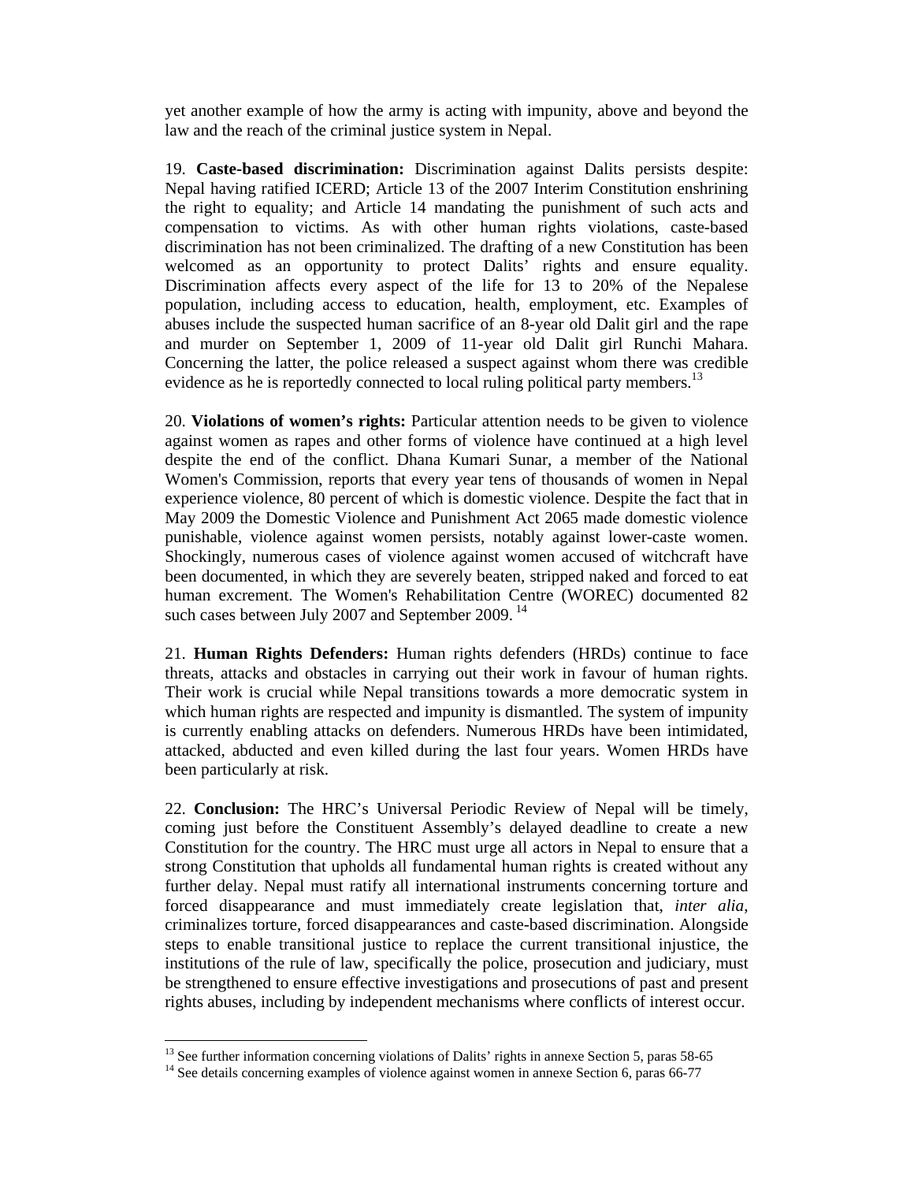yet another example of how the army is acting with impunity, above and beyond the law and the reach of the criminal justice system in Nepal.

19. **Caste-based discrimination:** Discrimination against Dalits persists despite: Nepal having ratified ICERD; Article 13 of the 2007 Interim Constitution enshrining the right to equality; and Article 14 mandating the punishment of such acts and compensation to victims. As with other human rights violations, caste-based discrimination has not been criminalized. The drafting of a new Constitution has been welcomed as an opportunity to protect Dalits' rights and ensure equality. Discrimination affects every aspect of the life for 13 to 20% of the Nepalese population, including access to education, health, employment, etc. Examples of abuses include the suspected human sacrifice of an 8-year old Dalit girl and the rape and murder on September 1, 2009 of 11-year old Dalit girl Runchi Mahara. Concerning the latter, the police released a suspect against whom there was credible evidence as he is reportedly connected to local ruling political party members.[13]

20. **Violations of women's rights:** Particular attention needs to be given to violence against women as rapes and other forms of violence have continued at a high level despite the end of the conflict. Dhana Kumari Sunar, a member of the National Women's Commission, reports that every year tens of thousands of women in Nepal experience violence, 80 percent of which is domestic violence. Despite the fact that in May 2009 the Domestic Violence and Punishment Act 2065 made domestic violence punishable, violence against women persists, notably against lower-caste women. Shockingly, numerous cases of violence against women accused of witchcraft have been documented, in which they are severely beaten, stripped naked and forced to eat human excrement. The Women's Rehabilitation Centre (WOREC) documented 82 such cases between July 2007 and September 2009.[14]

21. **Human Rights Defenders:** Human rights defenders (HRDs) continue to face threats, attacks and obstacles in carrying out their work in favour of human rights. Their work is crucial while Nepal transitions towards a more democratic system in which human rights are respected and impunity is dismantled. The system of impunity is currently enabling attacks on defenders. Numerous HRDs have been intimidated, attacked, abducted and even killed during the last four years. Women HRDs have been particularly at risk.

22. **Conclusion:** The HRC's Universal Periodic Review of Nepal will be timely, coming just before the Constituent Assembly's delayed deadline to create a new Constitution for the country. The HRC must urge all actors in Nepal to ensure that a strong Constitution that upholds all fundamental human rights is created without any further delay. Nepal must ratify all international instruments concerning torture and forced disappearance and must immediately create legislation that, *inter alia*, criminalizes torture, forced disappearances and caste-based discrimination. Alongside steps to enable transitional justice to replace the current transitional injustice, the institutions of the rule of law, specifically the police, prosecution and judiciary, must be strengthened to ensure effective investigations and prosecutions of past and present rights abuses, including by independent mechanisms where conflicts of interest occur.

---

[13] See further information concerning violations of Dalits' rights in annexe Section 5, paras 58-65

[14] See details concerning examples of violence against women in annexe Section 6, paras 66-77